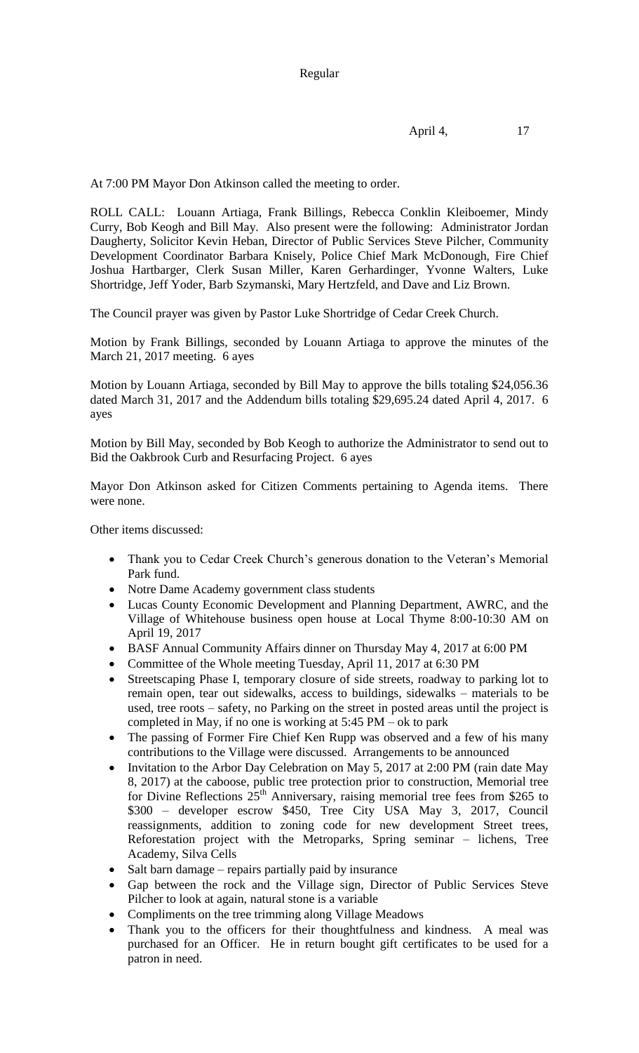Regular

April 4, 17

At 7:00 PM Mayor Don Atkinson called the meeting to order.

ROLL CALL: Louann Artiaga, Frank Billings, Rebecca Conklin Kleiboemer, Mindy Curry, Bob Keogh and Bill May. Also present were the following: Administrator Jordan Daugherty, Solicitor Kevin Heban, Director of Public Services Steve Pilcher, Community Development Coordinator Barbara Knisely, Police Chief Mark McDonough, Fire Chief Joshua Hartbarger, Clerk Susan Miller, Karen Gerhardinger, Yvonne Walters, Luke Shortridge, Jeff Yoder, Barb Szymanski, Mary Hertzfeld, and Dave and Liz Brown.

The Council prayer was given by Pastor Luke Shortridge of Cedar Creek Church.

Motion by Frank Billings, seconded by Louann Artiaga to approve the minutes of the March 21, 2017 meeting. 6 ayes

Motion by Louann Artiaga, seconded by Bill May to approve the bills totaling $24,056.36 dated March 31, 2017 and the Addendum bills totaling $29,695.24 dated April 4, 2017. 6 ayes

Motion by Bill May, seconded by Bob Keogh to authorize the Administrator to send out to Bid the Oakbrook Curb and Resurfacing Project. 6 ayes

Mayor Don Atkinson asked for Citizen Comments pertaining to Agenda items. There were none.

Other items discussed:

- Thank you to Cedar Creek Church's generous donation to the Veteran's Memorial Park fund.
- Notre Dame Academy government class students
- Lucas County Economic Development and Planning Department, AWRC, and the Village of Whitehouse business open house at Local Thyme 8:00-10:30 AM on April 19, 2017
- BASF Annual Community Affairs dinner on Thursday May 4, 2017 at 6:00 PM
- Committee of the Whole meeting Tuesday, April 11, 2017 at 6:30 PM
- Streetscaping Phase I, temporary closure of side streets, roadway to parking lot to remain open, tear out sidewalks, access to buildings, sidewalks – materials to be used, tree roots – safety, no Parking on the street in posted areas until the project is completed in May, if no one is working at 5:45 PM – ok to park
- The passing of Former Fire Chief Ken Rupp was observed and a few of his many contributions to the Village were discussed. Arrangements to be announced
- Invitation to the Arbor Day Celebration on May 5, 2017 at 2:00 PM (rain date May 8, 2017) at the caboose, public tree protection prior to construction, Memorial tree for Divine Reflections 25th Anniversary, raising memorial tree fees from $265 to $300 – developer escrow $450, Tree City USA May 3, 2017, Council reassignments, addition to zoning code for new development Street trees, Reforestation project with the Metroparks, Spring seminar – lichens, Tree Academy, Silva Cells
- Salt barn damage – repairs partially paid by insurance
- Gap between the rock and the Village sign, Director of Public Services Steve Pilcher to look at again, natural stone is a variable
- Compliments on the tree trimming along Village Meadows
- Thank you to the officers for their thoughtfulness and kindness. A meal was purchased for an Officer. He in return bought gift certificates to be used for a patron in need.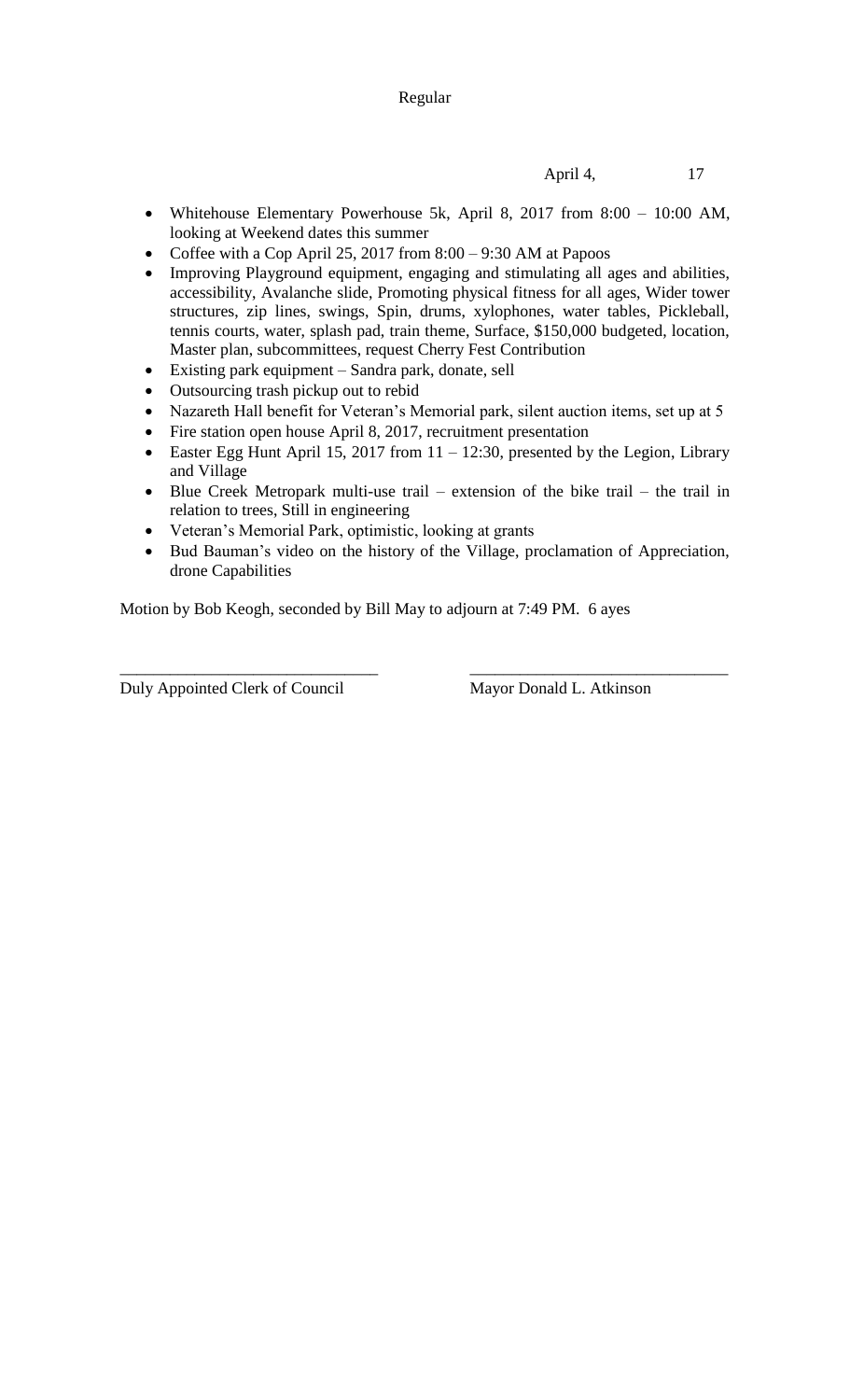- Whitehouse Elementary Powerhouse 5k, April 8, 2017 from 8:00 – 10:00 AM, looking at Weekend dates this summer
- Coffee with a Cop April 25, 2017 from 8:00 – 9:30 AM at Papoos
- Improving Playground equipment, engaging and stimulating all ages and abilities, accessibility, Avalanche slide, Promoting physical fitness for all ages, Wider tower structures, zip lines, swings, Spin, drums, xylophones, water tables, Pickleball, tennis courts, water, splash pad, train theme, Surface, $150,000 budgeted, location, Master plan, subcommittees, request Cherry Fest Contribution
- Existing park equipment – Sandra park, donate, sell
- Outsourcing trash pickup out to rebid
- Nazareth Hall benefit for Veteran's Memorial park, silent auction items, set up at 5
- Fire station open house April 8, 2017, recruitment presentation
- Easter Egg Hunt April 15, 2017 from 11 – 12:30, presented by the Legion, Library and Village
- Blue Creek Metropark multi-use trail – extension of the bike trail – the trail in relation to trees, Still in engineering
- Veteran's Memorial Park, optimistic, looking at grants
- Bud Bauman's video on the history of the Village, proclamation of Appreciation, drone Capabilities

Motion by Bob Keogh, seconded by Bill May to adjourn at 7:49 PM. 6 ayes

_______________________________ _______________________________

Duly Appointed Clerk of Council Mayor Donald L. Atkinson